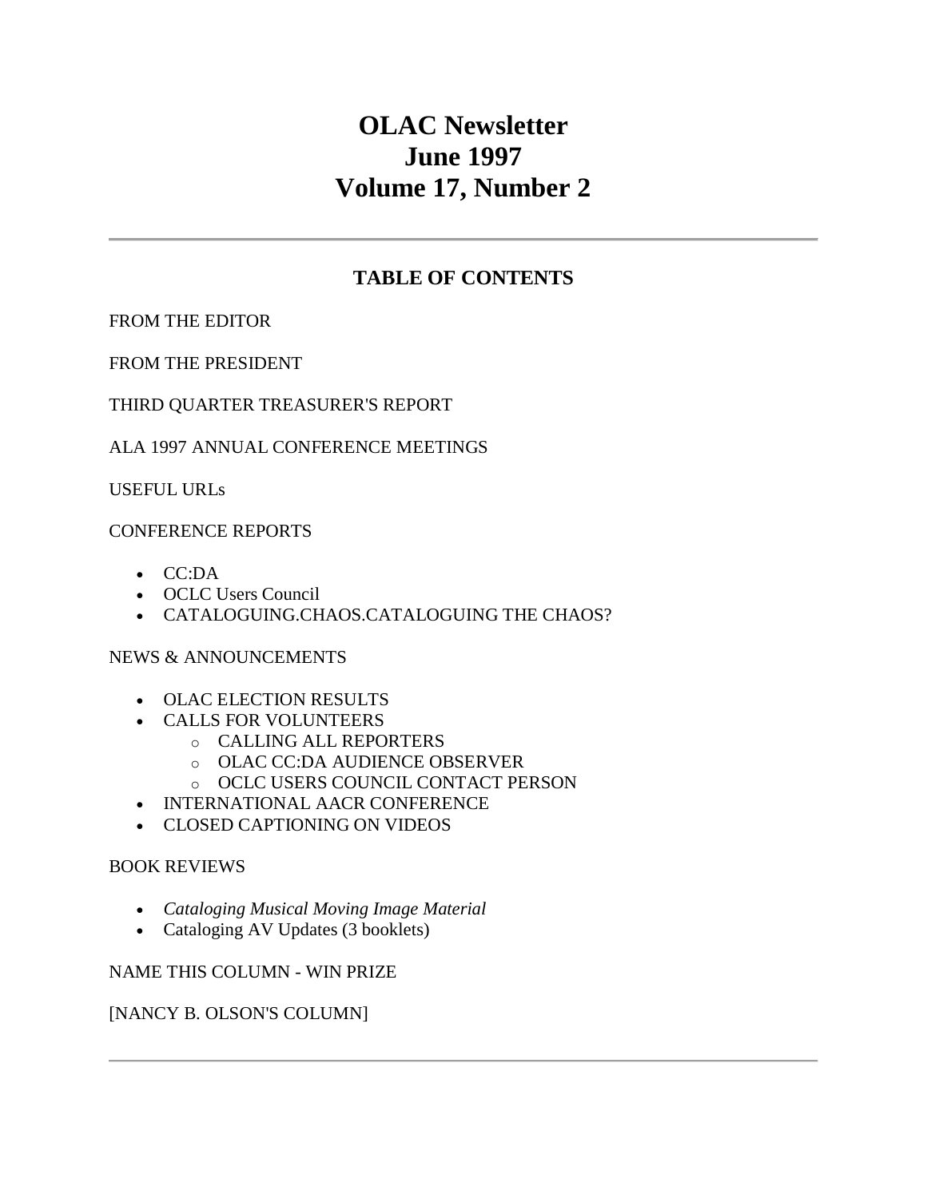# OLAC Newsletter
# June 1997
# Volume 17, Number 2

---

## TABLE OF CONTENTS

FROM THE EDITOR

FROM THE PRESIDENT

THIRD QUARTER TREASURER'S REPORT

ALA 1997 ANNUAL CONFERENCE MEETINGS

USEFUL URLs

CONFERENCE REPORTS

- CC:DA
- OCLC Users Council
- CATALOGUING.CHAOS.CATALOGUING THE CHAOS?

NEWS & ANNOUNCEMENTS

- OLAC ELECTION RESULTS
- CALLS FOR VOLUNTEERS
  - CALLING ALL REPORTERS
  - OLAC CC:DA AUDIENCE OBSERVER
  - OCLC USERS COUNCIL CONTACT PERSON
- INTERNATIONAL AACR CONFERENCE
- CLOSED CAPTIONING ON VIDEOS

BOOK REVIEWS

- *Cataloging Musical Moving Image Material*
- Cataloging AV Updates (3 booklets)

NAME THIS COLUMN - WIN PRIZE

[NANCY B. OLSON'S COLUMN]

---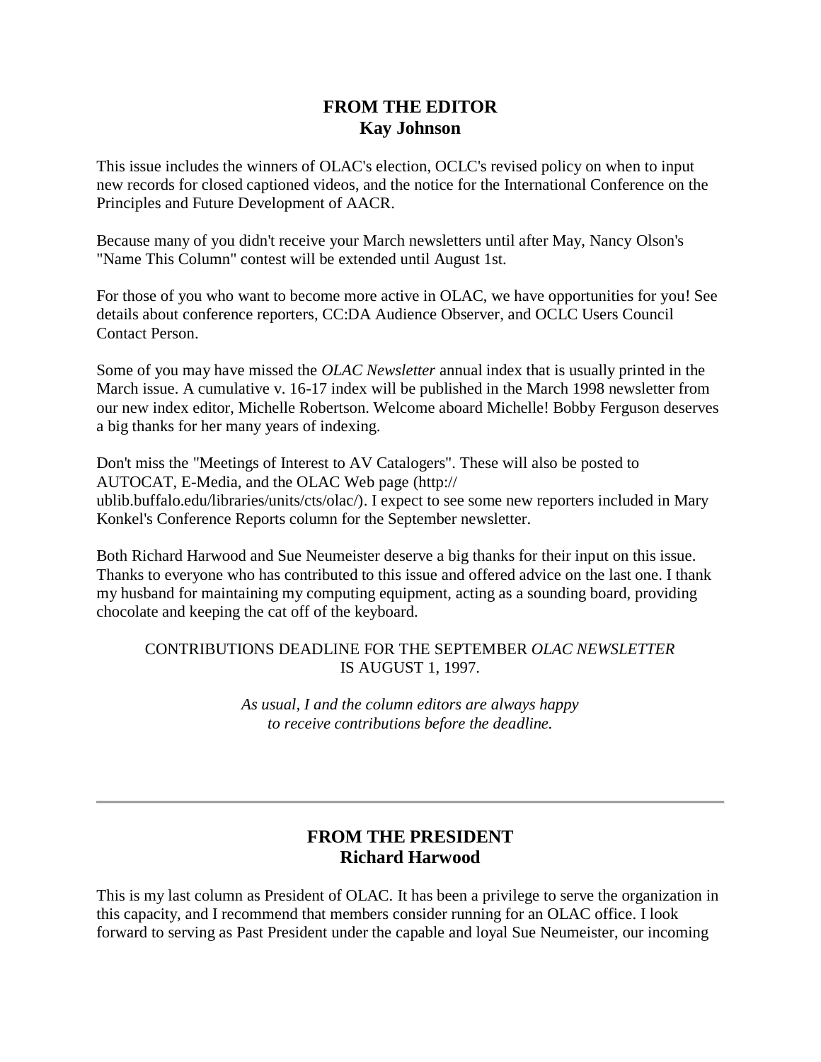## FROM THE EDITOR
### Kay Johnson

This issue includes the winners of OLAC's election, OCLC's revised policy on when to input new records for closed captioned videos, and the notice for the International Conference on the Principles and Future Development of AACR.

Because many of you didn't receive your March newsletters until after May, Nancy Olson's "Name This Column" contest will be extended until August 1st.

For those of you who want to become more active in OLAC, we have opportunities for you! See details about conference reporters, CC:DA Audience Observer, and OCLC Users Council Contact Person.

Some of you may have missed the *OLAC Newsletter* annual index that is usually printed in the March issue. A cumulative v. 16-17 index will be published in the March 1998 newsletter from our new index editor, Michelle Robertson. Welcome aboard Michelle! Bobby Ferguson deserves a big thanks for her many years of indexing.

Don't miss the "Meetings of Interest to AV Catalogers". These will also be posted to AUTOCAT, E-Media, and the OLAC Web page (http://ublib.buffalo.edu/libraries/units/cts/olac/). I expect to see some new reporters included in Mary Konkel's Conference Reports column for the September newsletter.

Both Richard Harwood and Sue Neumeister deserve a big thanks for their input on this issue. Thanks to everyone who has contributed to this issue and offered advice on the last one. I thank my husband for maintaining my computing equipment, acting as a sounding board, providing chocolate and keeping the cat off of the keyboard.

CONTRIBUTIONS DEADLINE FOR THE SEPTEMBER *OLAC NEWSLETTER* IS AUGUST 1, 1997.

*As usual, I and the column editors are always happy to receive contributions before the deadline.*

---

## FROM THE PRESIDENT
### Richard Harwood

This is my last column as President of OLAC. It has been a privilege to serve the organization in this capacity, and I recommend that members consider running for an OLAC office. I look forward to serving as Past President under the capable and loyal Sue Neumeister, our incoming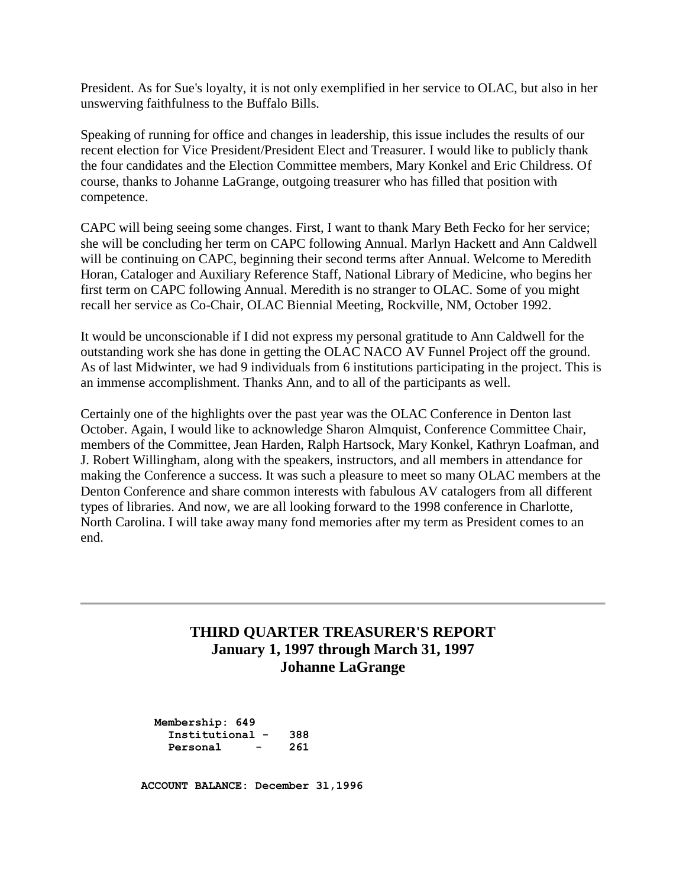President. As for Sue's loyalty, it is not only exemplified in her service to OLAC, but also in her unswerving faithfulness to the Buffalo Bills.

Speaking of running for office and changes in leadership, this issue includes the results of our recent election for Vice President/President Elect and Treasurer. I would like to publicly thank the four candidates and the Election Committee members, Mary Konkel and Eric Childress. Of course, thanks to Johanne LaGrange, outgoing treasurer who has filled that position with competence.

CAPC will being seeing some changes. First, I want to thank Mary Beth Fecko for her service; she will be concluding her term on CAPC following Annual. Marlyn Hackett and Ann Caldwell will be continuing on CAPC, beginning their second terms after Annual. Welcome to Meredith Horan, Cataloger and Auxiliary Reference Staff, National Library of Medicine, who begins her first term on CAPC following Annual. Meredith is no stranger to OLAC. Some of you might recall her service as Co-Chair, OLAC Biennial Meeting, Rockville, NM, October 1992.

It would be unconscionable if I did not express my personal gratitude to Ann Caldwell for the outstanding work she has done in getting the OLAC NACO AV Funnel Project off the ground. As of last Midwinter, we had 9 individuals from 6 institutions participating in the project. This is an immense accomplishment. Thanks Ann, and to all of the participants as well.

Certainly one of the highlights over the past year was the OLAC Conference in Denton last October. Again, I would like to acknowledge Sharon Almquist, Conference Committee Chair, members of the Committee, Jean Harden, Ralph Hartsock, Mary Konkel, Kathryn Loafman, and J. Robert Willingham, along with the speakers, instructors, and all members in attendance for making the Conference a success. It was such a pleasure to meet so many OLAC members at the Denton Conference and share common interests with fabulous AV catalogers from all different types of libraries. And now, we are all looking forward to the 1998 conference in Charlotte, North Carolina. I will take away many fond memories after my term as President comes to an end.

---

## THIRD QUARTER TREASURER'S REPORT
## January 1, 1997 through March 31, 1997
## Johanne LaGrange

```
 Membership: 649
   Institutional -   388
   Personal      -   261


ACCOUNT BALANCE: December 31,1996
```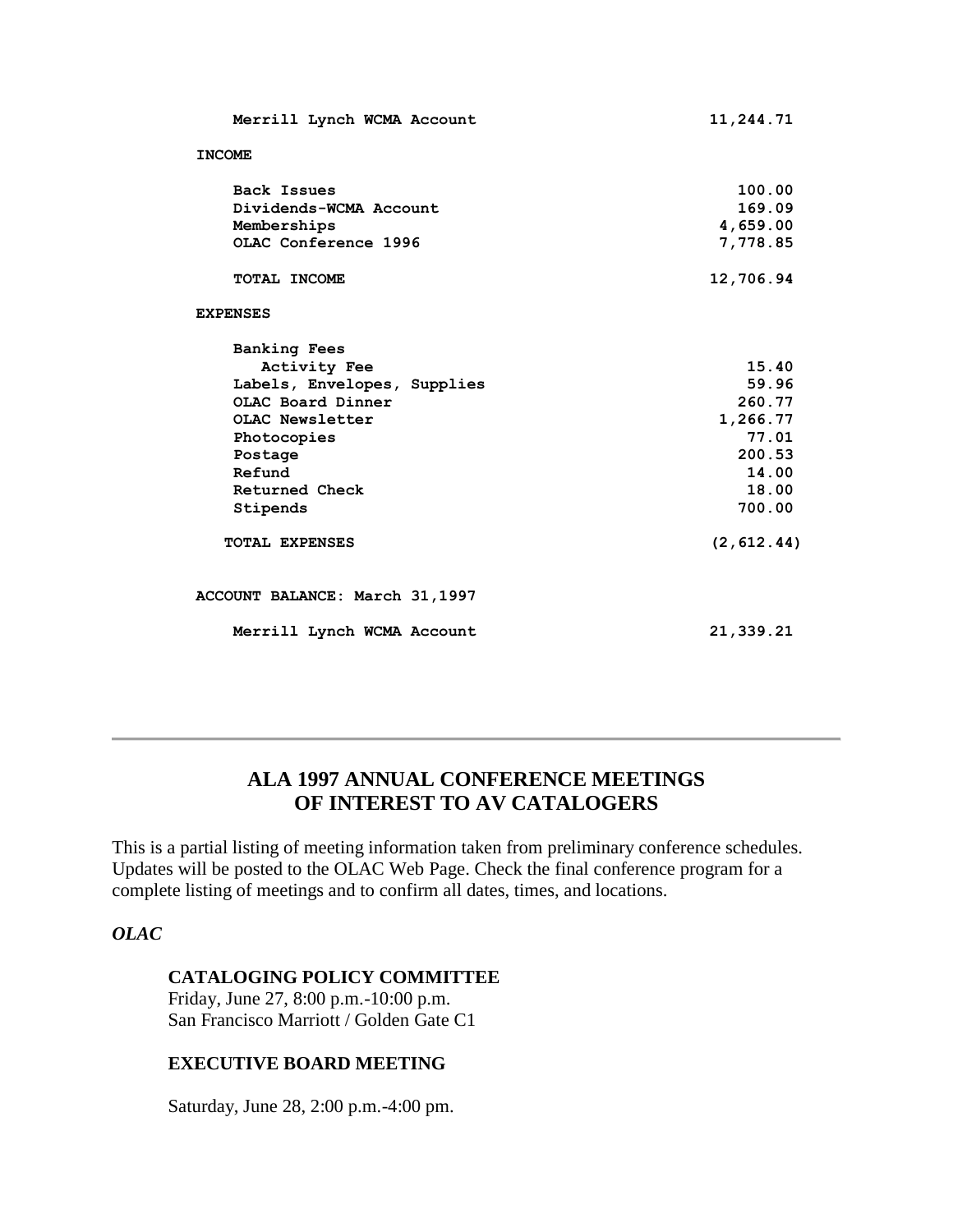| | |
|---|---|
| Merrill Lynch WCMA Account | 11,244.71 |
| **INCOME** | |
| Back Issues | 100.00 |
| Dividends-WCMA Account | 169.09 |
| Memberships | 4,659.00 |
| OLAC Conference 1996 | 7,778.85 |
| TOTAL INCOME | 12,706.94 |
| **EXPENSES** | |
| Banking Fees | |
| Activity Fee | 15.40 |
| Labels, Envelopes, Supplies | 59.96 |
| OLAC Board Dinner | 260.77 |
| OLAC Newsletter | 1,266.77 |
| Photocopies | 77.01 |
| Postage | 200.53 |
| Refund | 14.00 |
| Returned Check | 18.00 |
| Stipends | 700.00 |
| TOTAL EXPENSES | (2,612.44) |
| **ACCOUNT BALANCE: March 31,1997** | |
| Merrill Lynch WCMA Account | 21,339.21 |

---

## ALA 1997 ANNUAL CONFERENCE MEETINGS OF INTEREST TO AV CATALOGERS

This is a partial listing of meeting information taken from preliminary conference schedules. Updates will be posted to the OLAC Web Page. Check the final conference program for a complete listing of meetings and to confirm all dates, times, and locations.

***OLAC***

**CATALOGING POLICY COMMITTEE**
Friday, June 27, 8:00 p.m.-10:00 p.m.
San Francisco Marriott / Golden Gate C1

**EXECUTIVE BOARD MEETING**

Saturday, June 28, 2:00 p.m.-4:00 pm.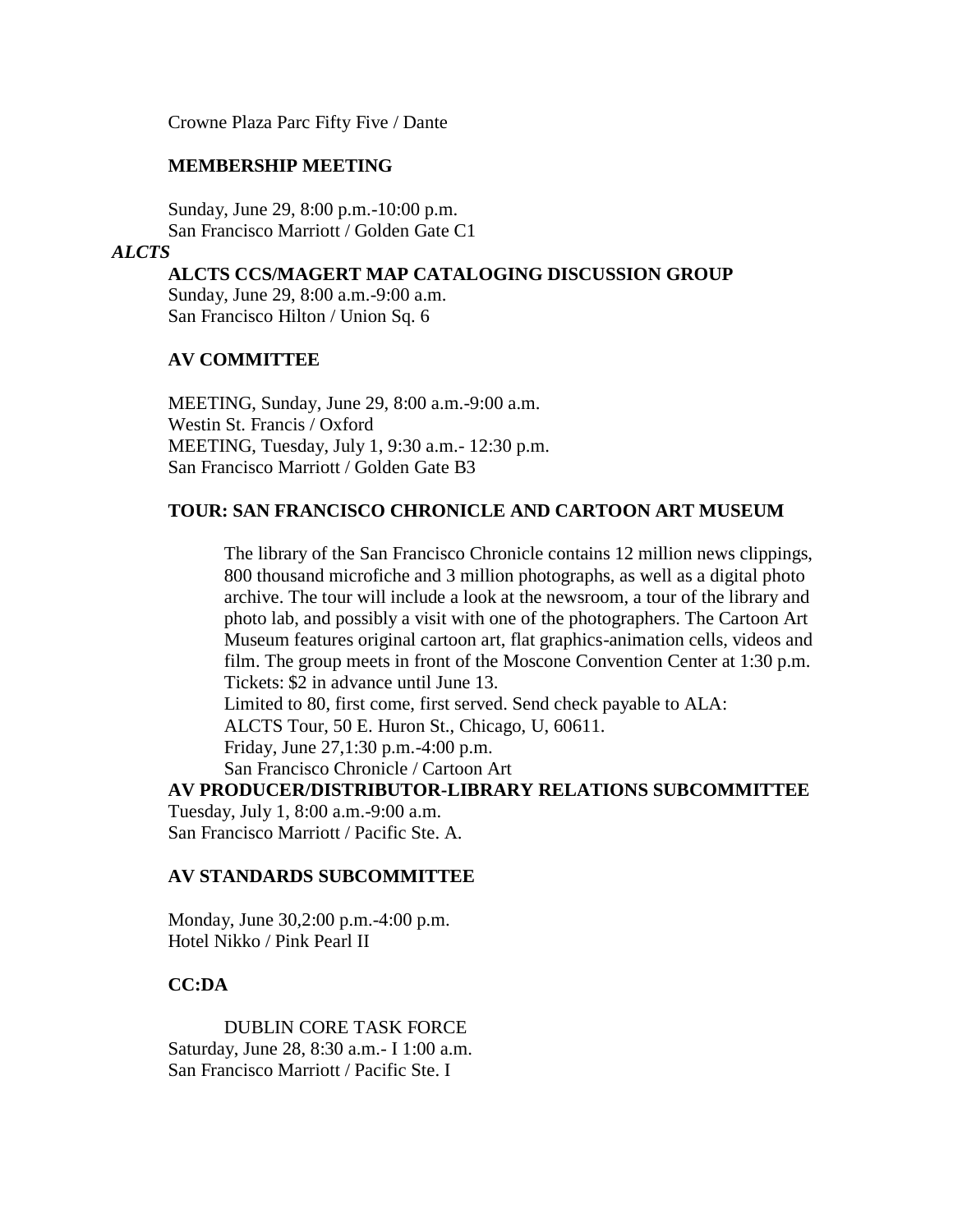Crowne Plaza Parc Fifty Five / Dante

**MEMBERSHIP MEETING**

Sunday, June 29, 8:00 p.m.-10:00 p.m.
San Francisco Marriott / Golden Gate C1

***ALCTS***

**ALCTS CCS/MAGERT MAP CATALOGING DISCUSSION GROUP**
Sunday, June 29, 8:00 a.m.-9:00 a.m.
San Francisco Hilton / Union Sq. 6

**AV COMMITTEE**

MEETING, Sunday, June 29, 8:00 a.m.-9:00 a.m.
Westin St. Francis / Oxford
MEETING, Tuesday, July 1, 9:30 a.m.- 12:30 p.m.
San Francisco Marriott / Golden Gate B3

**TOUR: SAN FRANCISCO CHRONICLE AND CARTOON ART MUSEUM**

The library of the San Francisco Chronicle contains 12 million news clippings, 800 thousand microfiche and 3 million photographs, as well as a digital photo archive. The tour will include a look at the newsroom, a tour of the library and photo lab, and possibly a visit with one of the photographers. The Cartoon Art Museum features original cartoon art, flat graphics-animation cells, videos and film. The group meets in front of the Moscone Convention Center at 1:30 p.m.
Tickets: $2 in advance until June 13.
Limited to 80, first come, first served. Send check payable to ALA:
ALCTS Tour, 50 E. Huron St., Chicago, U, 60611.
Friday, June 27,1:30 p.m.-4:00 p.m.
San Francisco Chronicle / Cartoon Art

**AV PRODUCER/DISTRIBUTOR-LIBRARY RELATIONS SUBCOMMITTEE**
Tuesday, July 1, 8:00 a.m.-9:00 a.m.
San Francisco Marriott / Pacific Ste. A.

**AV STANDARDS SUBCOMMITTEE**

Monday, June 30,2:00 p.m.-4:00 p.m.
Hotel Nikko / Pink Pearl II

**CC:DA**

DUBLIN CORE TASK FORCE
Saturday, June 28, 8:30 a.m.- I 1:00 a.m.
San Francisco Marriott / Pacific Ste. I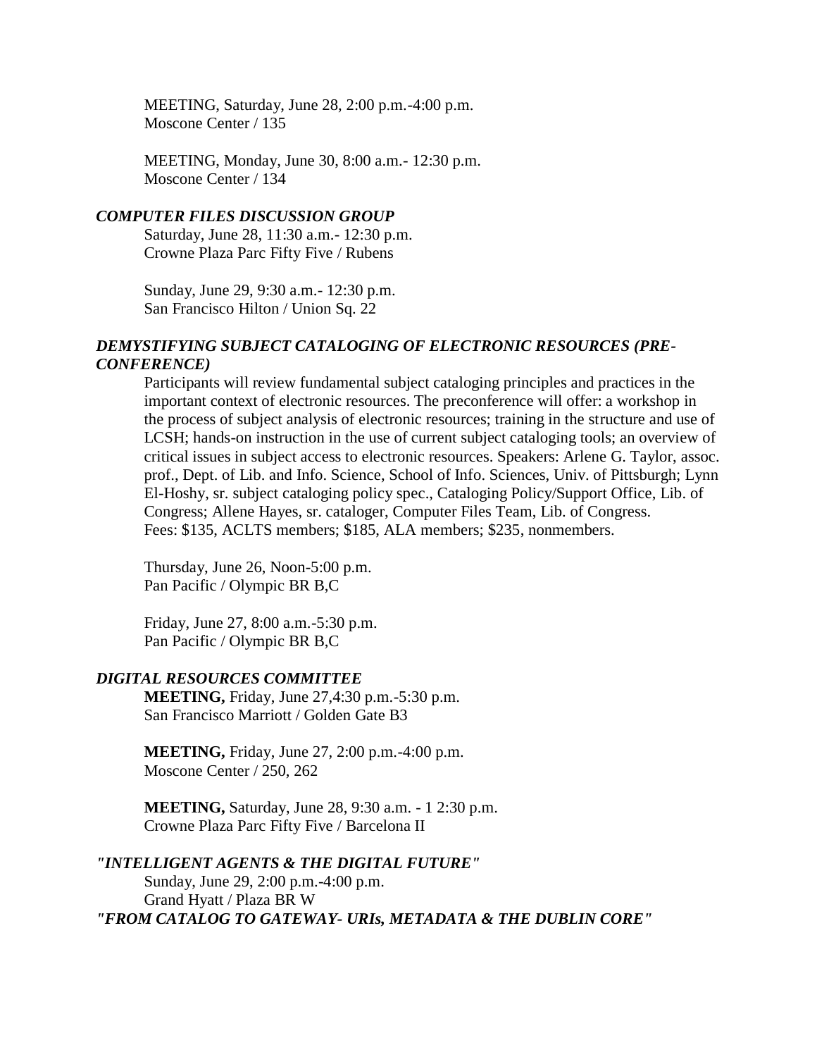MEETING, Saturday, June 28, 2:00 p.m.-4:00 p.m.
Moscone Center / 135

MEETING, Monday, June 30, 8:00 a.m.- 12:30 p.m.
Moscone Center / 134

***COMPUTER FILES DISCUSSION GROUP***

Saturday, June 28, 11:30 a.m.- 12:30 p.m.
Crowne Plaza Parc Fifty Five / Rubens

Sunday, June 29, 9:30 a.m.- 12:30 p.m.
San Francisco Hilton / Union Sq. 22

***DEMYSTIFYING SUBJECT CATALOGING OF ELECTRONIC RESOURCES (PRE-CONFERENCE)***

Participants will review fundamental subject cataloging principles and practices in the important context of electronic resources. The preconference will offer: a workshop in the process of subject analysis of electronic resources; training in the structure and use of LCSH; hands-on instruction in the use of current subject cataloging tools; an overview of critical issues in subject access to electronic resources. Speakers: Arlene G. Taylor, assoc. prof., Dept. of Lib. and Info. Science, School of Info. Sciences, Univ. of Pittsburgh; Lynn El-Hoshy, sr. subject cataloging policy spec., Cataloging Policy/Support Office, Lib. of Congress; Allene Hayes, sr. cataloger, Computer Files Team, Lib. of Congress.
Fees: $135, ACLTS members; $185, ALA members; $235, nonmembers.

Thursday, June 26, Noon-5:00 p.m.
Pan Pacific / Olympic BR B,C

Friday, June 27, 8:00 a.m.-5:30 p.m.
Pan Pacific / Olympic BR B,C

***DIGITAL RESOURCES COMMITTEE***

**MEETING,** Friday, June 27,4:30 p.m.-5:30 p.m.
San Francisco Marriott / Golden Gate B3

**MEETING,** Friday, June 27, 2:00 p.m.-4:00 p.m.
Moscone Center / 250, 262

**MEETING,** Saturday, June 28, 9:30 a.m. - 1 2:30 p.m.
Crowne Plaza Parc Fifty Five / Barcelona II

***"INTELLIGENT AGENTS & THE DIGITAL FUTURE"***

Sunday, June 29, 2:00 p.m.-4:00 p.m.
Grand Hyatt / Plaza BR W

***"FROM CATALOG TO GATEWAY- URIs, METADATA & THE DUBLIN CORE"***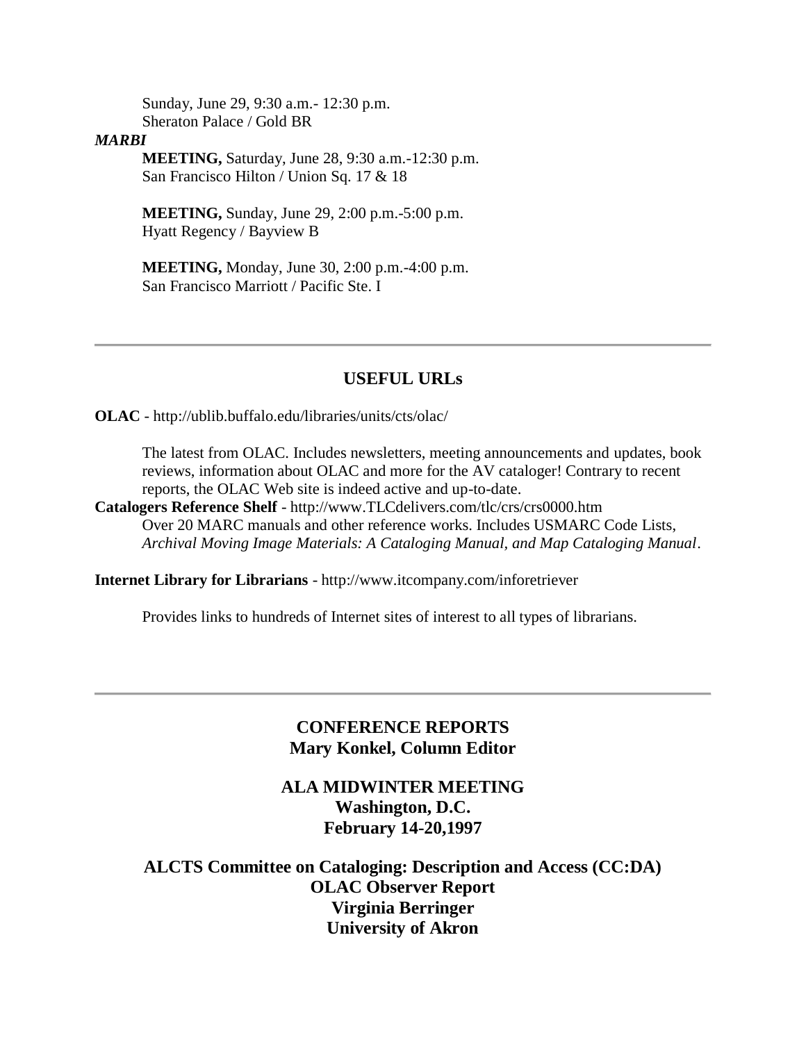Sunday, June 29, 9:30 a.m.- 12:30 p.m.
Sheraton Palace / Gold BR

***MARBI***

**MEETING,** Saturday, June 28, 9:30 a.m.-12:30 p.m.
San Francisco Hilton / Union Sq. 17 & 18

**MEETING,** Sunday, June 29, 2:00 p.m.-5:00 p.m.
Hyatt Regency / Bayview B

**MEETING,** Monday, June 30, 2:00 p.m.-4:00 p.m.
San Francisco Marriott / Pacific Ste. I

---

## USEFUL URLs

**OLAC** - http://ublib.buffalo.edu/libraries/units/cts/olac/

The latest from OLAC. Includes newsletters, meeting announcements and updates, book reviews, information about OLAC and more for the AV cataloger! Contrary to recent reports, the OLAC Web site is indeed active and up-to-date.

**Catalogers Reference Shelf** - http://www.TLCdelivers.com/tlc/crs/crs0000.htm
Over 20 MARC manuals and other reference works. Includes USMARC Code Lists, *Archival Moving Image Materials: A Cataloging Manual, and Map Cataloging Manual*.

**Internet Library for Librarians** - http://www.itcompany.com/inforetriever

Provides links to hundreds of Internet sites of interest to all types of librarians.

---

## CONFERENCE REPORTS
**Mary Konkel, Column Editor**

### ALA MIDWINTER MEETING
**Washington, D.C.**
**February 14-20,1997**

### ALCTS Committee on Cataloging: Description and Access (CC:DA)
**OLAC Observer Report**
**Virginia Berringer**
**University of Akron**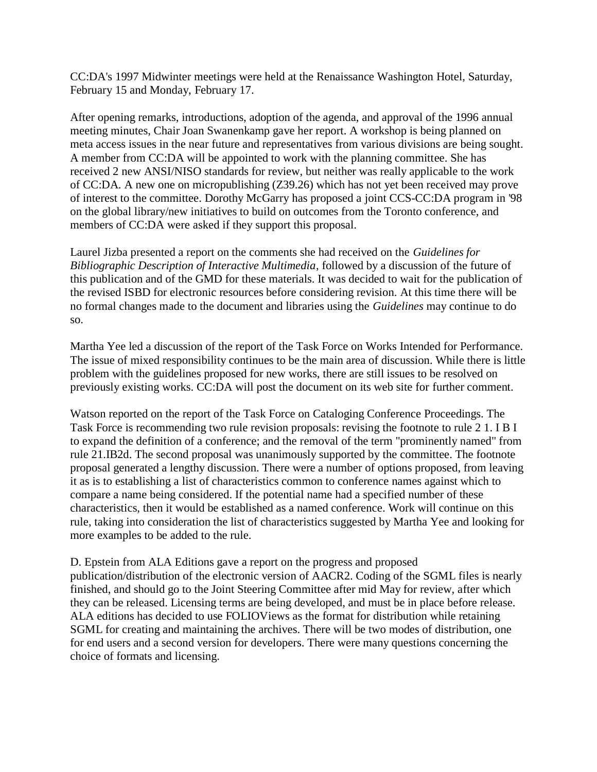CC:DA's 1997 Midwinter meetings were held at the Renaissance Washington Hotel, Saturday, February 15 and Monday, February 17.

After opening remarks, introductions, adoption of the agenda, and approval of the 1996 annual meeting minutes, Chair Joan Swanenkamp gave her report. A workshop is being planned on meta access issues in the near future and representatives from various divisions are being sought. A member from CC:DA will be appointed to work with the planning committee. She has received 2 new ANSI/NISO standards for review, but neither was really applicable to the work of CC:DA. A new one on micropublishing (Z39.26) which has not yet been received may prove of interest to the committee. Dorothy McGarry has proposed a joint CCS-CC:DA program in '98 on the global library/new initiatives to build on outcomes from the Toronto conference, and members of CC:DA were asked if they support this proposal.

Laurel Jizba presented a report on the comments she had received on the *Guidelines for Bibliographic Description of Interactive Multimedia*, followed by a discussion of the future of this publication and of the GMD for these materials. It was decided to wait for the publication of the revised ISBD for electronic resources before considering revision. At this time there will be no formal changes made to the document and libraries using the *Guidelines* may continue to do so.

Martha Yee led a discussion of the report of the Task Force on Works Intended for Performance. The issue of mixed responsibility continues to be the main area of discussion. While there is little problem with the guidelines proposed for new works, there are still issues to be resolved on previously existing works. CC:DA will post the document on its web site for further comment.

Watson reported on the report of the Task Force on Cataloging Conference Proceedings. The Task Force is recommending two rule revision proposals: revising the footnote to rule 2 1. I B I to expand the definition of a conference; and the removal of the term "prominently named" from rule 21.IB2d. The second proposal was unanimously supported by the committee. The footnote proposal generated a lengthy discussion. There were a number of options proposed, from leaving it as is to establishing a list of characteristics common to conference names against which to compare a name being considered. If the potential name had a specified number of these characteristics, then it would be established as a named conference. Work will continue on this rule, taking into consideration the list of characteristics suggested by Martha Yee and looking for more examples to be added to the rule.

D. Epstein from ALA Editions gave a report on the progress and proposed publication/distribution of the electronic version of AACR2. Coding of the SGML files is nearly finished, and should go to the Joint Steering Committee after mid May for review, after which they can be released. Licensing terms are being developed, and must be in place before release. ALA editions has decided to use FOLIOViews as the format for distribution while retaining SGML for creating and maintaining the archives. There will be two modes of distribution, one for end users and a second version for developers. There were many questions concerning the choice of formats and licensing.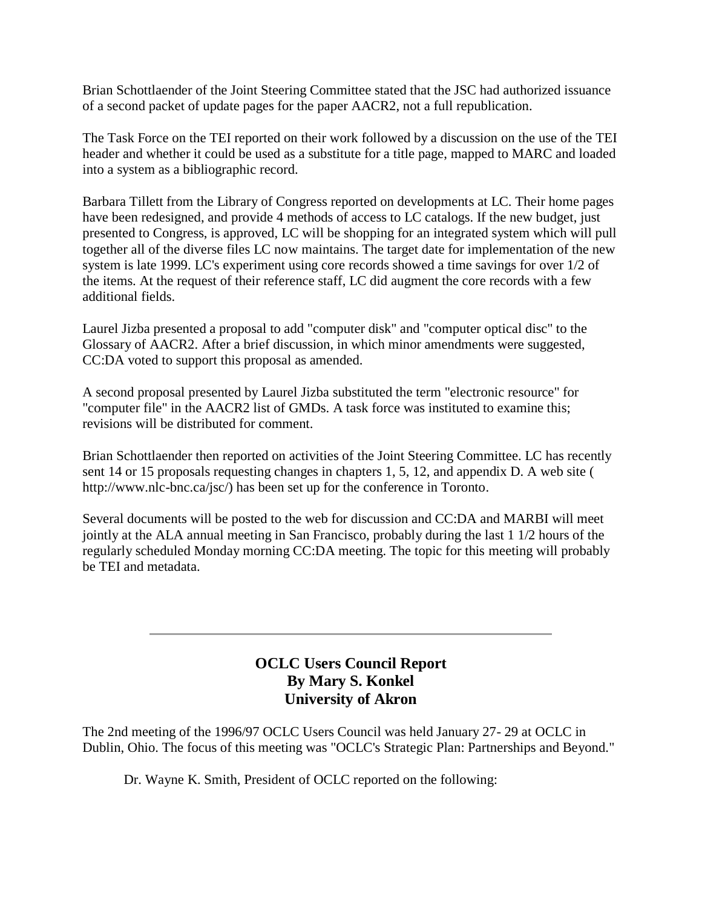Brian Schottlaender of the Joint Steering Committee stated that the JSC had authorized issuance of a second packet of update pages for the paper AACR2, not a full republication.

The Task Force on the TEI reported on their work followed by a discussion on the use of the TEI header and whether it could be used as a substitute for a title page, mapped to MARC and loaded into a system as a bibliographic record.

Barbara Tillett from the Library of Congress reported on developments at LC. Their home pages have been redesigned, and provide 4 methods of access to LC catalogs. If the new budget, just presented to Congress, is approved, LC will be shopping for an integrated system which will pull together all of the diverse files LC now maintains. The target date for implementation of the new system is late 1999. LC's experiment using core records showed a time savings for over 1/2 of the items. At the request of their reference staff, LC did augment the core records with a few additional fields.

Laurel Jizba presented a proposal to add "computer disk" and "computer optical disc" to the Glossary of AACR2. After a brief discussion, in which minor amendments were suggested, CC:DA voted to support this proposal as amended.

A second proposal presented by Laurel Jizba substituted the term "electronic resource" for "computer file" in the AACR2 list of GMDs. A task force was instituted to examine this; revisions will be distributed for comment.

Brian Schottlaender then reported on activities of the Joint Steering Committee. LC has recently sent 14 or 15 proposals requesting changes in chapters 1, 5, 12, and appendix D. A web site ( http://www.nlc-bnc.ca/jsc/) has been set up for the conference in Toronto.

Several documents will be posted to the web for discussion and CC:DA and MARBI will meet jointly at the ALA annual meeting in San Francisco, probably during the last 1 1/2 hours of the regularly scheduled Monday morning CC:DA meeting. The topic for this meeting will probably be TEI and metadata.

---

## OCLC Users Council Report
**By Mary S. Konkel**
**University of Akron**

The 2nd meeting of the 1996/97 OCLC Users Council was held January 27- 29 at OCLC in Dublin, Ohio. The focus of this meeting was "OCLC's Strategic Plan: Partnerships and Beyond."

Dr. Wayne K. Smith, President of OCLC reported on the following: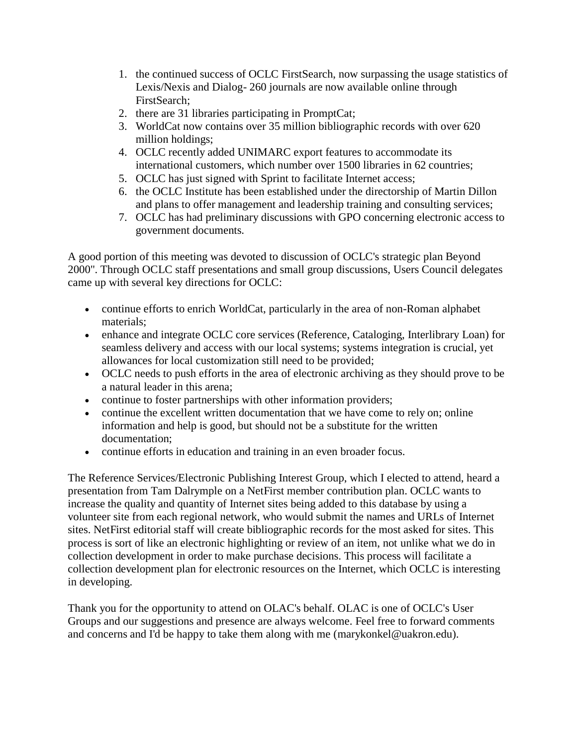1. the continued success of OCLC FirstSearch, now surpassing the usage statistics of Lexis/Nexis and Dialog- 260 journals are now available online through FirstSearch;
2. there are 31 libraries participating in PromptCat;
3. WorldCat now contains over 35 million bibliographic records with over 620 million holdings;
4. OCLC recently added UNIMARC export features to accommodate its international customers, which number over 1500 libraries in 62 countries;
5. OCLC has just signed with Sprint to facilitate Internet access;
6. the OCLC Institute has been established under the directorship of Martin Dillon and plans to offer management and leadership training and consulting services;
7. OCLC has had preliminary discussions with GPO concerning electronic access to government documents.

A good portion of this meeting was devoted to discussion of OCLC's strategic plan Beyond 2000". Through OCLC staff presentations and small group discussions, Users Council delegates came up with several key directions for OCLC:

- continue efforts to enrich WorldCat, particularly in the area of non-Roman alphabet materials;
- enhance and integrate OCLC core services (Reference, Cataloging, Interlibrary Loan) for seamless delivery and access with our local systems; systems integration is crucial, yet allowances for local customization still need to be provided;
- OCLC needs to push efforts in the area of electronic archiving as they should prove to be a natural leader in this arena;
- continue to foster partnerships with other information providers;
- continue the excellent written documentation that we have come to rely on; online information and help is good, but should not be a substitute for the written documentation;
- continue efforts in education and training in an even broader focus.

The Reference Services/Electronic Publishing Interest Group, which I elected to attend, heard a presentation from Tam Dalrymple on a NetFirst member contribution plan. OCLC wants to increase the quality and quantity of Internet sites being added to this database by using a volunteer site from each regional network, who would submit the names and URLs of Internet sites. NetFirst editorial staff will create bibliographic records for the most asked for sites. This process is sort of like an electronic highlighting or review of an item, not unlike what we do in collection development in order to make purchase decisions. This process will facilitate a collection development plan for electronic resources on the Internet, which OCLC is interesting in developing.

Thank you for the opportunity to attend on OLAC's behalf. OLAC is one of OCLC's User Groups and our suggestions and presence are always welcome. Feel free to forward comments and concerns and I'd be happy to take them along with me (marykonkel@uakron.edu).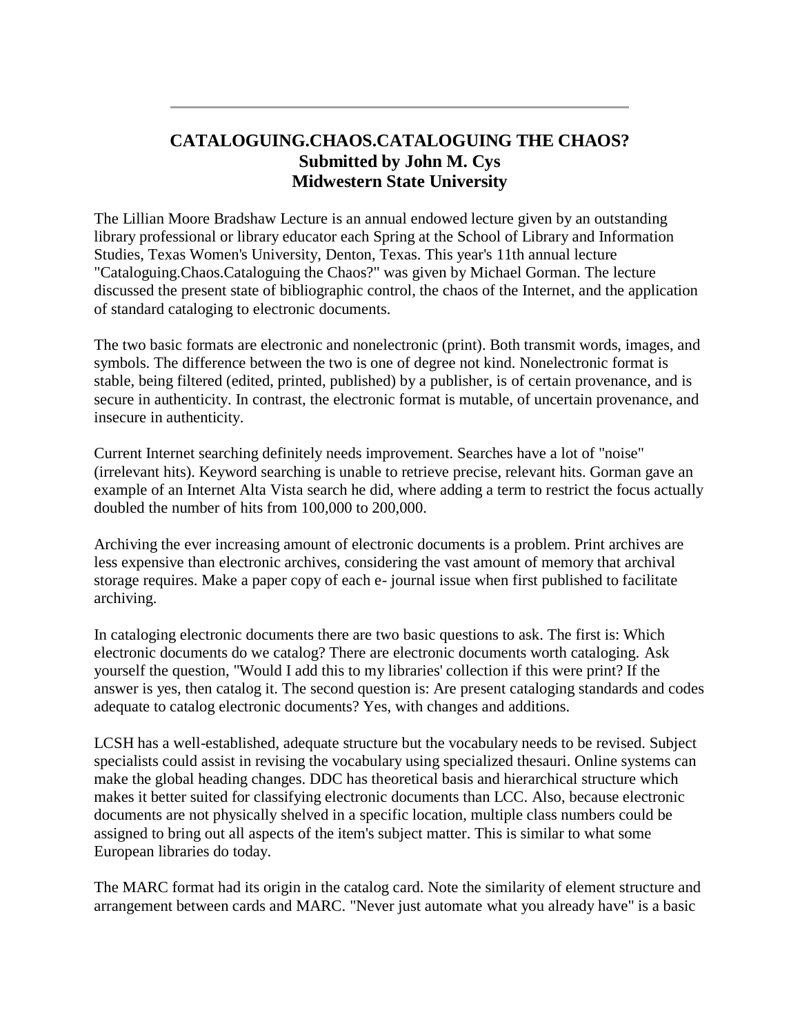---

# CATALOGUING.CHAOS.CATALOGUING THE CHAOS?
## Submitted by John M. Cys
## Midwestern State University

The Lillian Moore Bradshaw Lecture is an annual endowed lecture given by an outstanding library professional or library educator each Spring at the School of Library and Information Studies, Texas Women's University, Denton, Texas. This year's 11th annual lecture "Cataloguing.Chaos.Cataloguing the Chaos?" was given by Michael Gorman. The lecture discussed the present state of bibliographic control, the chaos of the Internet, and the application of standard cataloging to electronic documents.

The two basic formats are electronic and nonelectronic (print). Both transmit words, images, and symbols. The difference between the two is one of degree not kind. Nonelectronic format is stable, being filtered (edited, printed, published) by a publisher, is of certain provenance, and is secure in authenticity. In contrast, the electronic format is mutable, of uncertain provenance, and insecure in authenticity.

Current Internet searching definitely needs improvement. Searches have a lot of "noise" (irrelevant hits). Keyword searching is unable to retrieve precise, relevant hits. Gorman gave an example of an Internet Alta Vista search he did, where adding a term to restrict the focus actually doubled the number of hits from 100,000 to 200,000.

Archiving the ever increasing amount of electronic documents is a problem. Print archives are less expensive than electronic archives, considering the vast amount of memory that archival storage requires. Make a paper copy of each e- journal issue when first published to facilitate archiving.

In cataloging electronic documents there are two basic questions to ask. The first is: Which electronic documents do we catalog? There are electronic documents worth cataloging. Ask yourself the question, "Would I add this to my libraries' collection if this were print? If the answer is yes, then catalog it. The second question is: Are present cataloging standards and codes adequate to catalog electronic documents? Yes, with changes and additions.

LCSH has a well-established, adequate structure but the vocabulary needs to be revised. Subject specialists could assist in revising the vocabulary using specialized thesauri. Online systems can make the global heading changes. DDC has theoretical basis and hierarchical structure which makes it better suited for classifying electronic documents than LCC. Also, because electronic documents are not physically shelved in a specific location, multiple class numbers could be assigned to bring out all aspects of the item's subject matter. This is similar to what some European libraries do today.

The MARC format had its origin in the catalog card. Note the similarity of element structure and arrangement between cards and MARC. "Never just automate what you already have" is a basic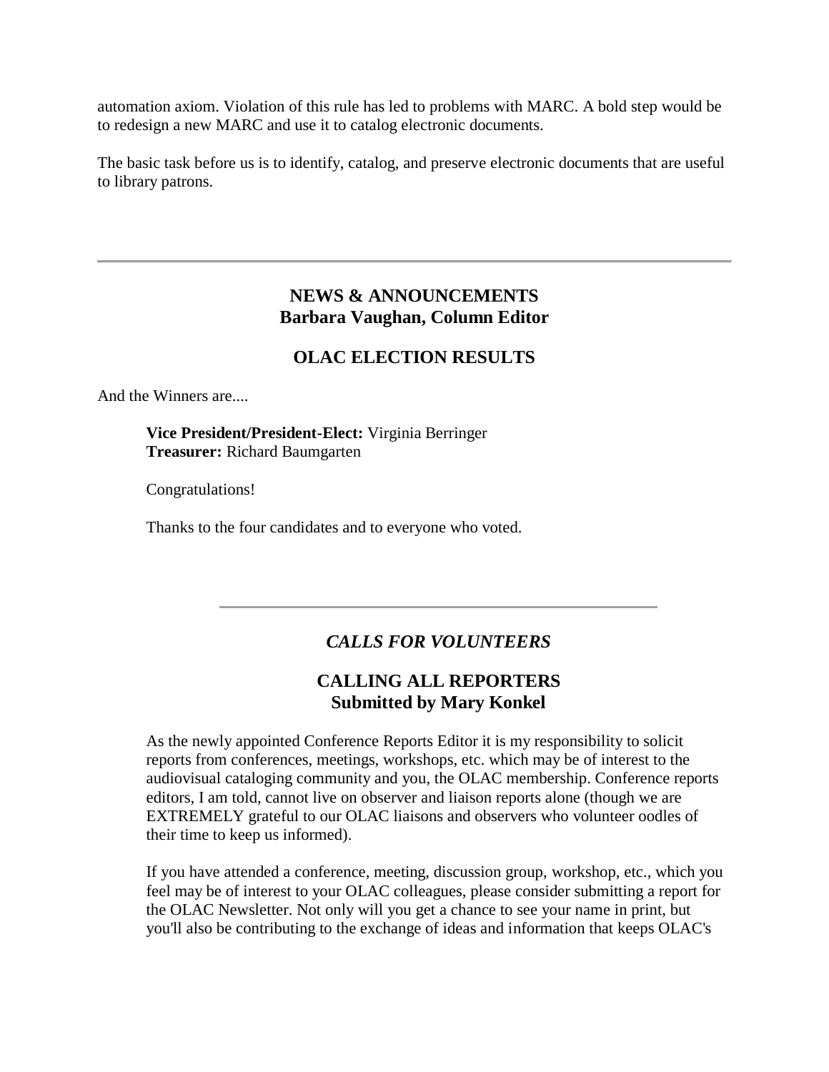automation axiom. Violation of this rule has led to problems with MARC. A bold step would be to redesign a new MARC and use it to catalog electronic documents.

The basic task before us is to identify, catalog, and preserve electronic documents that are useful to library patrons.

---

## NEWS & ANNOUNCEMENTS
## Barbara Vaughan, Column Editor

### OLAC ELECTION RESULTS

And the Winners are....

> **Vice President/President-Elect:** Virginia Berringer
> **Treasurer:** Richard Baumgarten
>
> Congratulations!
>
> Thanks to the four candidates and to everyone who voted.

---

### *CALLS FOR VOLUNTEERS*

### CALLING ALL REPORTERS
### Submitted by Mary Konkel

> As the newly appointed Conference Reports Editor it is my responsibility to solicit reports from conferences, meetings, workshops, etc. which may be of interest to the audiovisual cataloging community and you, the OLAC membership. Conference reports editors, I am told, cannot live on observer and liaison reports alone (though we are EXTREMELY grateful to our OLAC liaisons and observers who volunteer oodles of their time to keep us informed).
>
> If you have attended a conference, meeting, discussion group, workshop, etc., which you feel may be of interest to your OLAC colleagues, please consider submitting a report for the OLAC Newsletter. Not only will you get a chance to see your name in print, but you'll also be contributing to the exchange of ideas and information that keeps OLAC's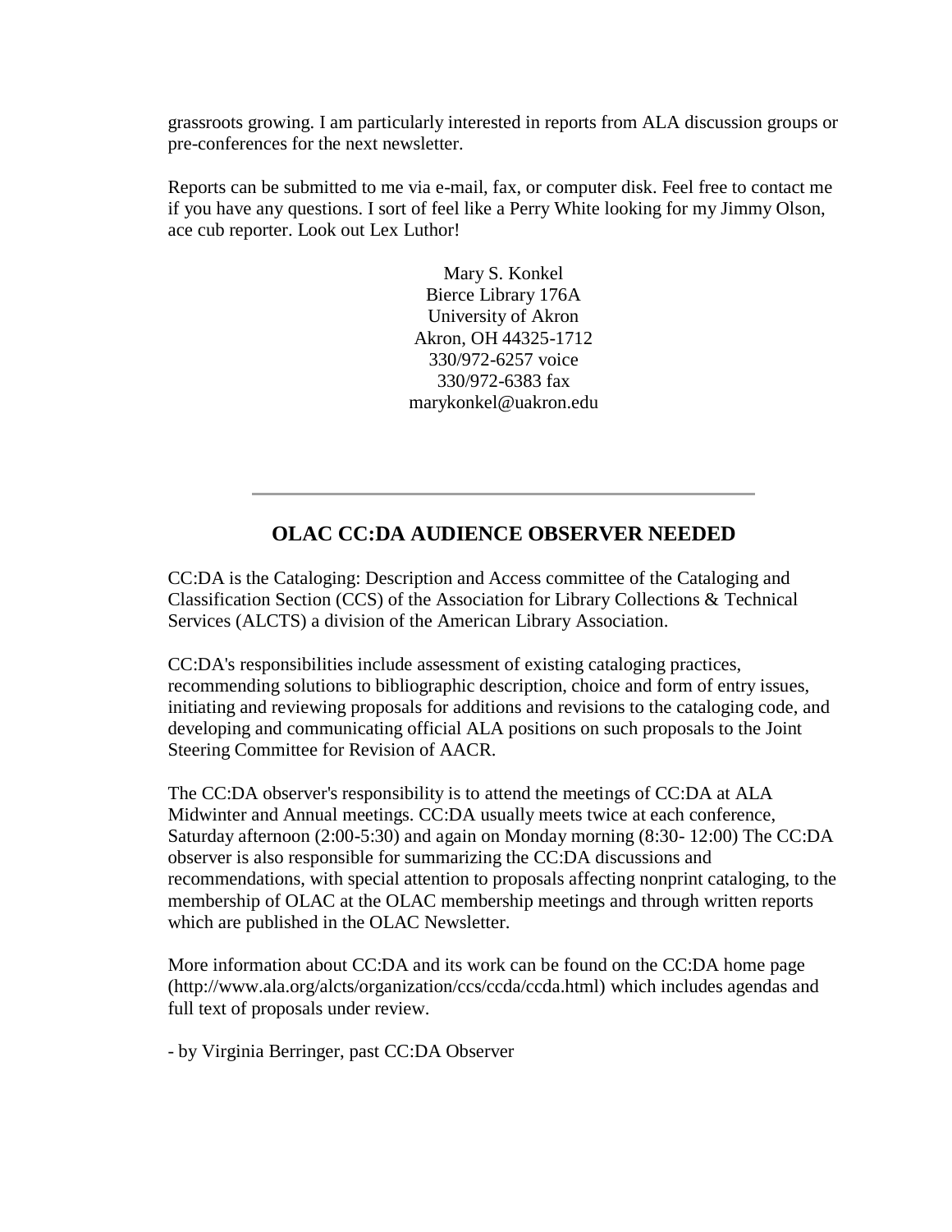grassroots growing. I am particularly interested in reports from ALA discussion groups or pre-conferences for the next newsletter.

Reports can be submitted to me via e-mail, fax, or computer disk. Feel free to contact me if you have any questions. I sort of feel like a Perry White looking for my Jimmy Olson, ace cub reporter. Look out Lex Luthor!

Mary S. Konkel  
Bierce Library 176A  
University of Akron  
Akron, OH 44325-1712  
330/972-6257 voice  
330/972-6383 fax  
marykonkel@uakron.edu

---

## OLAC CC:DA AUDIENCE OBSERVER NEEDED

CC:DA is the Cataloging: Description and Access committee of the Cataloging and Classification Section (CCS) of the Association for Library Collections & Technical Services (ALCTS) a division of the American Library Association.

CC:DA's responsibilities include assessment of existing cataloging practices, recommending solutions to bibliographic description, choice and form of entry issues, initiating and reviewing proposals for additions and revisions to the cataloging code, and developing and communicating official ALA positions on such proposals to the Joint Steering Committee for Revision of AACR.

The CC:DA observer's responsibility is to attend the meetings of CC:DA at ALA Midwinter and Annual meetings. CC:DA usually meets twice at each conference, Saturday afternoon (2:00-5:30) and again on Monday morning (8:30- 12:00) The CC:DA observer is also responsible for summarizing the CC:DA discussions and recommendations, with special attention to proposals affecting nonprint cataloging, to the membership of OLAC at the OLAC membership meetings and through written reports which are published in the OLAC Newsletter.

More information about CC:DA and its work can be found on the CC:DA home page (http://www.ala.org/alcts/organization/ccs/ccda/ccda.html) which includes agendas and full text of proposals under review.

- by Virginia Berringer, past CC:DA Observer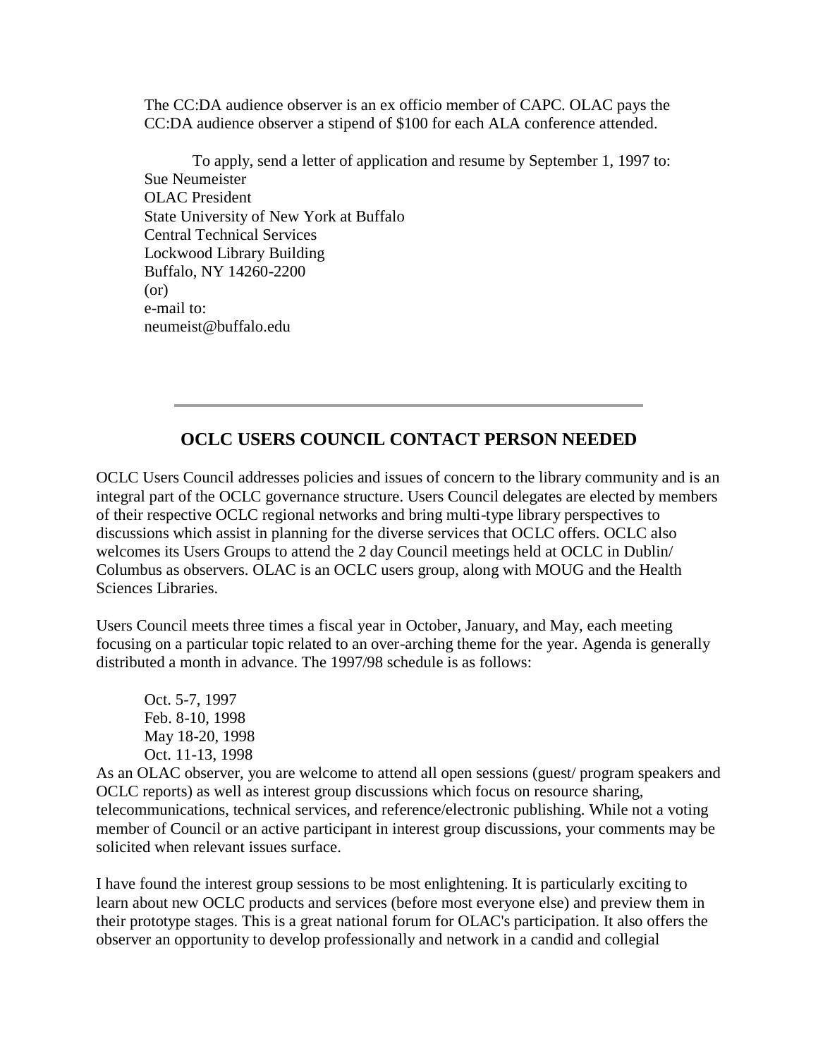The CC:DA audience observer is an ex officio member of CAPC. OLAC pays the CC:DA audience observer a stipend of $100 for each ALA conference attended.

To apply, send a letter of application and resume by September 1, 1997 to:
Sue Neumeister
OLAC President
State University of New York at Buffalo
Central Technical Services
Lockwood Library Building
Buffalo, NY 14260-2200
(or)
e-mail to:
neumeist@buffalo.edu

---

## OCLC USERS COUNCIL CONTACT PERSON NEEDED

OCLC Users Council addresses policies and issues of concern to the library community and is an integral part of the OCLC governance structure. Users Council delegates are elected by members of their respective OCLC regional networks and bring multi-type library perspectives to discussions which assist in planning for the diverse services that OCLC offers. OCLC also welcomes its Users Groups to attend the 2 day Council meetings held at OCLC in Dublin/ Columbus as observers. OLAC is an OCLC users group, along with MOUG and the Health Sciences Libraries.

Users Council meets three times a fiscal year in October, January, and May, each meeting focusing on a particular topic related to an over-arching theme for the year. Agenda is generally distributed a month in advance. The 1997/98 schedule is as follows:

Oct. 5-7, 1997
Feb. 8-10, 1998
May 18-20, 1998
Oct. 11-13, 1998

As an OLAC observer, you are welcome to attend all open sessions (guest/ program speakers and OCLC reports) as well as interest group discussions which focus on resource sharing, telecommunications, technical services, and reference/electronic publishing. While not a voting member of Council or an active participant in interest group discussions, your comments may be solicited when relevant issues surface.

I have found the interest group sessions to be most enlightening. It is particularly exciting to learn about new OCLC products and services (before most everyone else) and preview them in their prototype stages. This is a great national forum for OLAC's participation. It also offers the observer an opportunity to develop professionally and network in a candid and collegial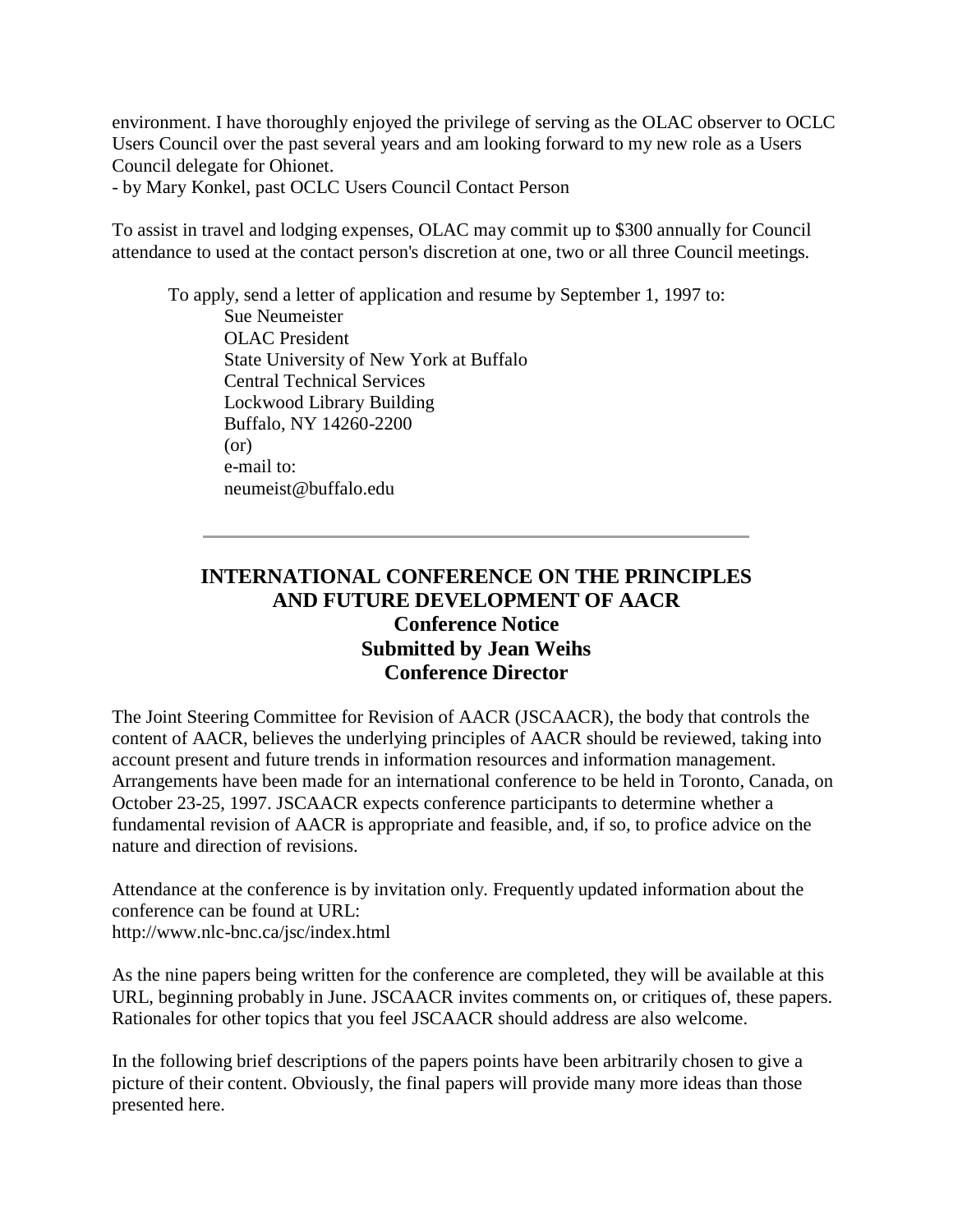environment. I have thoroughly enjoyed the privilege of serving as the OLAC observer to OCLC Users Council over the past several years and am looking forward to my new role as a Users Council delegate for Ohionet.
- by Mary Konkel, past OCLC Users Council Contact Person

To assist in travel and lodging expenses, OLAC may commit up to $300 annually for Council attendance to used at the contact person's discretion at one, two or all three Council meetings.

> To apply, send a letter of application and resume by September 1, 1997 to:
>
> Sue Neumeister
> OLAC President
> State University of New York at Buffalo
> Central Technical Services
> Lockwood Library Building
> Buffalo, NY 14260-2200
> (or)
> e-mail to:
> neumeist@buffalo.edu

---

## INTERNATIONAL CONFERENCE ON THE PRINCIPLES AND FUTURE DEVELOPMENT OF AACR

**Conference Notice**
**Submitted by Jean Weihs**
**Conference Director**

The Joint Steering Committee for Revision of AACR (JSCAACR), the body that controls the content of AACR, believes the underlying principles of AACR should be reviewed, taking into account present and future trends in information resources and information management. Arrangements have been made for an international conference to be held in Toronto, Canada, on October 23-25, 1997. JSCAACR expects conference participants to determine whether a fundamental revision of AACR is appropriate and feasible, and, if so, to profice advice on the nature and direction of revisions.

Attendance at the conference is by invitation only. Frequently updated information about the conference can be found at URL:
http://www.nlc-bnc.ca/jsc/index.html

As the nine papers being written for the conference are completed, they will be available at this URL, beginning probably in June. JSCAACR invites comments on, or critiques of, these papers. Rationales for other topics that you feel JSCAACR should address are also welcome.

In the following brief descriptions of the papers points have been arbitrarily chosen to give a picture of their content. Obviously, the final papers will provide many more ideas than those presented here.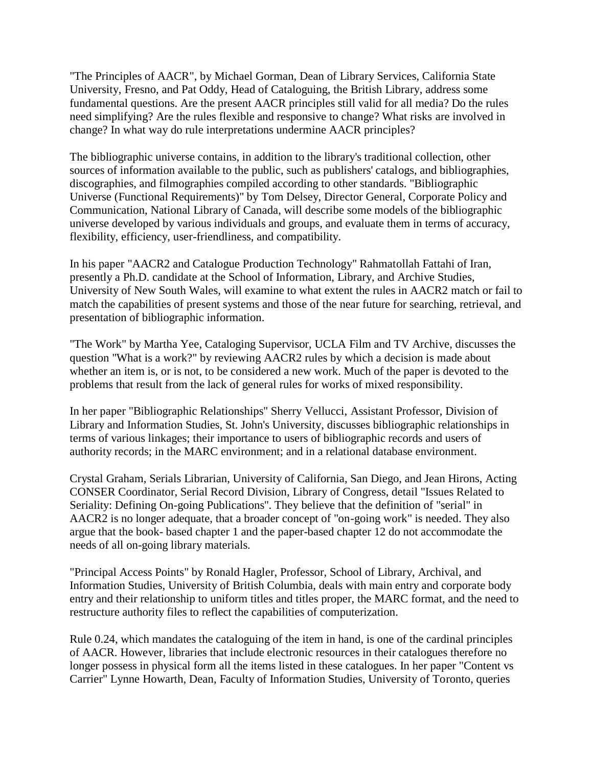"The Principles of AACR", by Michael Gorman, Dean of Library Services, California State University, Fresno, and Pat Oddy, Head of Cataloguing, the British Library, address some fundamental questions. Are the present AACR principles still valid for all media? Do the rules need simplifying? Are the rules flexible and responsive to change? What risks are involved in change? In what way do rule interpretations undermine AACR principles?

The bibliographic universe contains, in addition to the library's traditional collection, other sources of information available to the public, such as publishers' catalogs, and bibliographies, discographies, and filmographies compiled according to other standards. "Bibliographic Universe (Functional Requirements)" by Tom Delsey, Director General, Corporate Policy and Communication, National Library of Canada, will describe some models of the bibliographic universe developed by various individuals and groups, and evaluate them in terms of accuracy, flexibility, efficiency, user-friendliness, and compatibility.

In his paper "AACR2 and Catalogue Production Technology" Rahmatollah Fattahi of Iran, presently a Ph.D. candidate at the School of Information, Library, and Archive Studies, University of New South Wales, will examine to what extent the rules in AACR2 match or fail to match the capabilities of present systems and those of the near future for searching, retrieval, and presentation of bibliographic information.

"The Work" by Martha Yee, Cataloging Supervisor, UCLA Film and TV Archive, discusses the question "What is a work?" by reviewing AACR2 rules by which a decision is made about whether an item is, or is not, to be considered a new work. Much of the paper is devoted to the problems that result from the lack of general rules for works of mixed responsibility.

In her paper "Bibliographic Relationships" Sherry Vellucci, Assistant Professor, Division of Library and Information Studies, St. John's University, discusses bibliographic relationships in terms of various linkages; their importance to users of bibliographic records and users of authority records; in the MARC environment; and in a relational database environment.

Crystal Graham, Serials Librarian, University of California, San Diego, and Jean Hirons, Acting CONSER Coordinator, Serial Record Division, Library of Congress, detail "Issues Related to Seriality: Defining On-going Publications". They believe that the definition of "serial" in AACR2 is no longer adequate, that a broader concept of "on-going work" is needed. They also argue that the book- based chapter 1 and the paper-based chapter 12 do not accommodate the needs of all on-going library materials.

"Principal Access Points" by Ronald Hagler, Professor, School of Library, Archival, and Information Studies, University of British Columbia, deals with main entry and corporate body entry and their relationship to uniform titles and titles proper, the MARC format, and the need to restructure authority files to reflect the capabilities of computerization.

Rule 0.24, which mandates the cataloguing of the item in hand, is one of the cardinal principles of AACR. However, libraries that include electronic resources in their catalogues therefore no longer possess in physical form all the items listed in these catalogues. In her paper "Content vs Carrier" Lynne Howarth, Dean, Faculty of Information Studies, University of Toronto, queries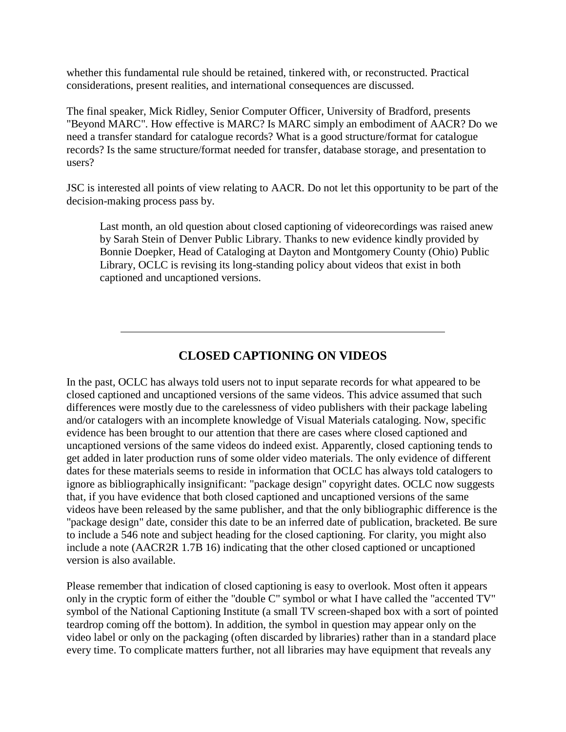whether this fundamental rule should be retained, tinkered with, or reconstructed. Practical considerations, present realities, and international consequences are discussed.

The final speaker, Mick Ridley, Senior Computer Officer, University of Bradford, presents "Beyond MARC". How effective is MARC? Is MARC simply an embodiment of AACR? Do we need a transfer standard for catalogue records? What is a good structure/format for catalogue records? Is the same structure/format needed for transfer, database storage, and presentation to users?

JSC is interested all points of view relating to AACR. Do not let this opportunity to be part of the decision-making process pass by.

> Last month, an old question about closed captioning of videorecordings was raised anew by Sarah Stein of Denver Public Library. Thanks to new evidence kindly provided by Bonnie Doepker, Head of Cataloging at Dayton and Montgomery County (Ohio) Public Library, OCLC is revising its long-standing policy about videos that exist in both captioned and uncaptioned versions.

---

## CLOSED CAPTIONING ON VIDEOS

In the past, OCLC has always told users not to input separate records for what appeared to be closed captioned and uncaptioned versions of the same videos. This advice assumed that such differences were mostly due to the carelessness of video publishers with their package labeling and/or catalogers with an incomplete knowledge of Visual Materials cataloging. Now, specific evidence has been brought to our attention that there are cases where closed captioned and uncaptioned versions of the same videos do indeed exist. Apparently, closed captioning tends to get added in later production runs of some older video materials. The only evidence of different dates for these materials seems to reside in information that OCLC has always told catalogers to ignore as bibliographically insignificant: "package design" copyright dates. OCLC now suggests that, if you have evidence that both closed captioned and uncaptioned versions of the same videos have been released by the same publisher, and that the only bibliographic difference is the "package design" date, consider this date to be an inferred date of publication, bracketed. Be sure to include a 546 note and subject heading for the closed captioning. For clarity, you might also include a note (AACR2R 1.7B 16) indicating that the other closed captioned or uncaptioned version is also available.

Please remember that indication of closed captioning is easy to overlook. Most often it appears only in the cryptic form of either the "double C" symbol or what I have called the "accented TV" symbol of the National Captioning Institute (a small TV screen-shaped box with a sort of pointed teardrop coming off the bottom). In addition, the symbol in question may appear only on the video label or only on the packaging (often discarded by libraries) rather than in a standard place every time. To complicate matters further, not all libraries may have equipment that reveals any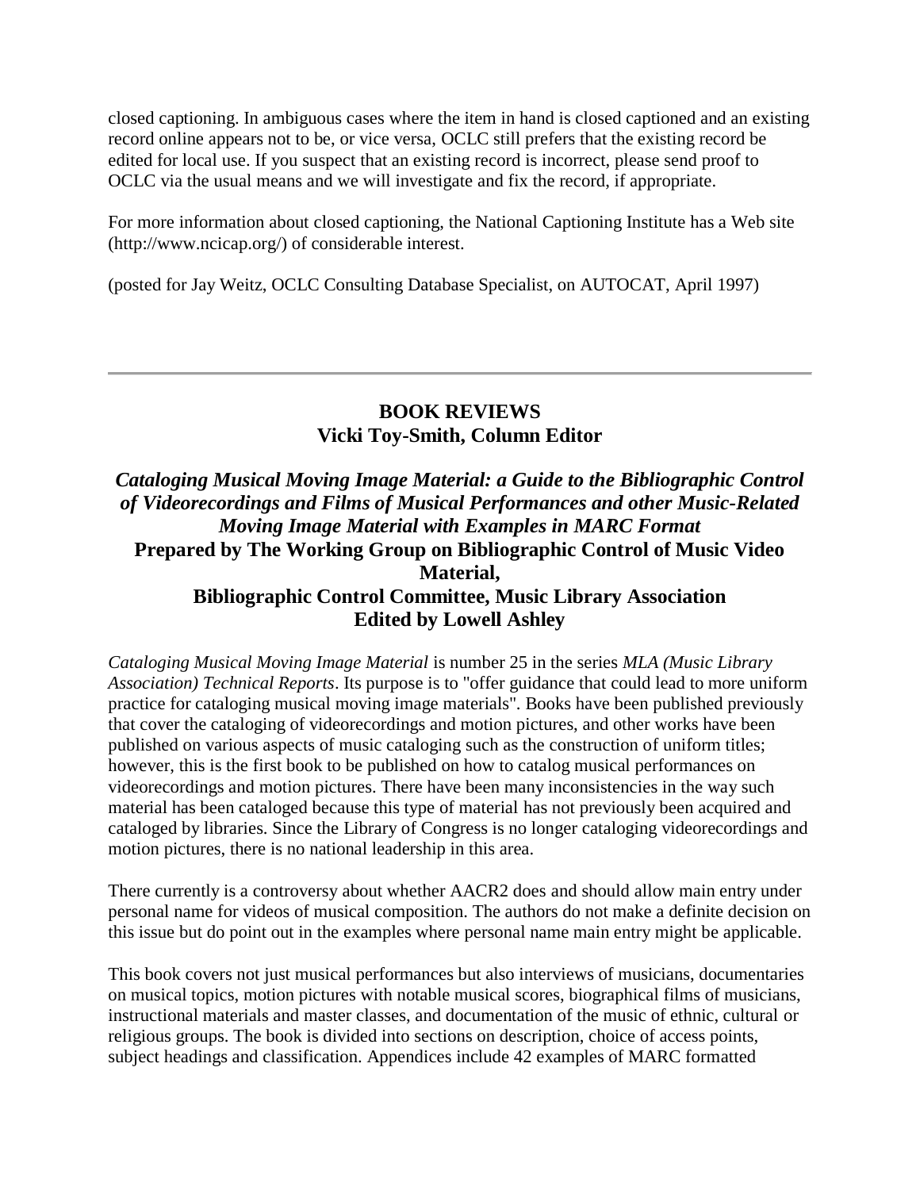closed captioning. In ambiguous cases where the item in hand is closed captioned and an existing record online appears not to be, or vice versa, OCLC still prefers that the existing record be edited for local use. If you suspect that an existing record is incorrect, please send proof to OCLC via the usual means and we will investigate and fix the record, if appropriate.

For more information about closed captioning, the National Captioning Institute has a Web site (http://www.ncicap.org/) of considerable interest.

(posted for Jay Weitz, OCLC Consulting Database Specialist, on AUTOCAT, April 1997)

---

## BOOK REVIEWS
## Vicki Toy-Smith, Column Editor

### *Cataloging Musical Moving Image Material: a Guide to the Bibliographic Control of Videorecordings and Films of Musical Performances and other Music-Related Moving Image Material with Examples in MARC Format*
### Prepared by The Working Group on Bibliographic Control of Music Video Material, Bibliographic Control Committee, Music Library Association
### Edited by Lowell Ashley

*Cataloging Musical Moving Image Material* is number 25 in the series *MLA (Music Library Association) Technical Reports*. Its purpose is to "offer guidance that could lead to more uniform practice for cataloging musical moving image materials". Books have been published previously that cover the cataloging of videorecordings and motion pictures, and other works have been published on various aspects of music cataloging such as the construction of uniform titles; however, this is the first book to be published on how to catalog musical performances on videorecordings and motion pictures. There have been many inconsistencies in the way such material has been cataloged because this type of material has not previously been acquired and cataloged by libraries. Since the Library of Congress is no longer cataloging videorecordings and motion pictures, there is no national leadership in this area.

There currently is a controversy about whether AACR2 does and should allow main entry under personal name for videos of musical composition. The authors do not make a definite decision on this issue but do point out in the examples where personal name main entry might be applicable.

This book covers not just musical performances but also interviews of musicians, documentaries on musical topics, motion pictures with notable musical scores, biographical films of musicians, instructional materials and master classes, and documentation of the music of ethnic, cultural or religious groups. The book is divided into sections on description, choice of access points, subject headings and classification. Appendices include 42 examples of MARC formatted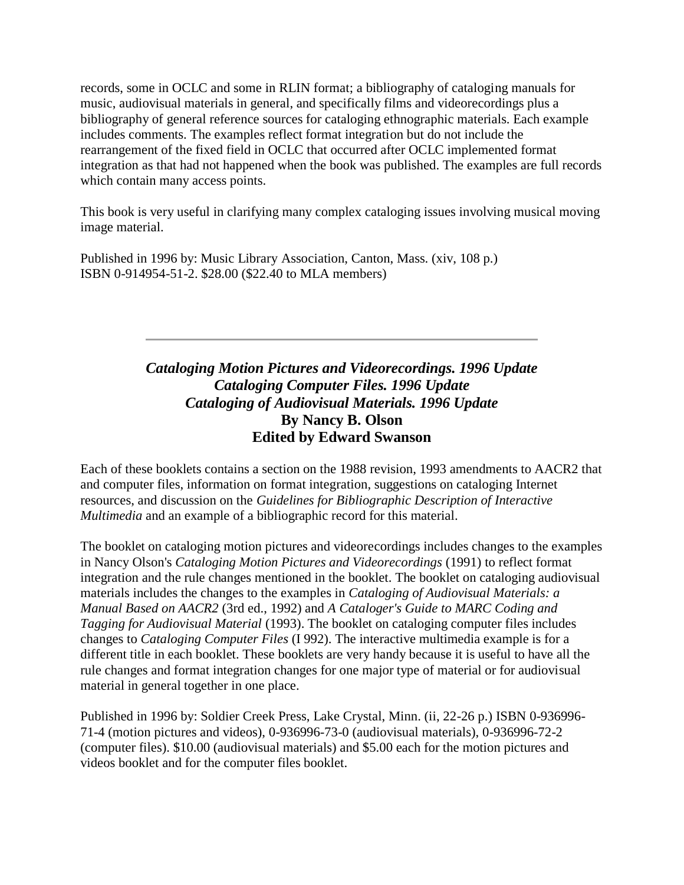records, some in OCLC and some in RLIN format; a bibliography of cataloging manuals for music, audiovisual materials in general, and specifically films and videorecordings plus a bibliography of general reference sources for cataloging ethnographic materials. Each example includes comments. The examples reflect format integration but do not include the rearrangement of the fixed field in OCLC that occurred after OCLC implemented format integration as that had not happened when the book was published. The examples are full records which contain many access points.

This book is very useful in clarifying many complex cataloging issues involving musical moving image material.

Published in 1996 by: Music Library Association, Canton, Mass. (xiv, 108 p.)
ISBN 0-914954-51-2. $28.00 ($22.40 to MLA members)

---

### *Cataloging Motion Pictures and Videorecordings. 1996 Update*
### *Cataloging Computer Files. 1996 Update*
### *Cataloging of Audiovisual Materials. 1996 Update*
### By Nancy B. Olson
### Edited by Edward Swanson

Each of these booklets contains a section on the 1988 revision, 1993 amendments to AACR2 that and computer files, information on format integration, suggestions on cataloging Internet resources, and discussion on the *Guidelines for Bibliographic Description of Interactive Multimedia* and an example of a bibliographic record for this material.

The booklet on cataloging motion pictures and videorecordings includes changes to the examples in Nancy Olson's *Cataloging Motion Pictures and Videorecordings* (1991) to reflect format integration and the rule changes mentioned in the booklet. The booklet on cataloging audiovisual materials includes the changes to the examples in *Cataloging of Audiovisual Materials: a Manual Based on AACR2* (3rd ed., 1992) and *A Cataloger's Guide to MARC Coding and Tagging for Audiovisual Material* (1993). The booklet on cataloging computer files includes changes to *Cataloging Computer Files* (I 992). The interactive multimedia example is for a different title in each booklet. These booklets are very handy because it is useful to have all the rule changes and format integration changes for one major type of material or for audiovisual material in general together in one place.

Published in 1996 by: Soldier Creek Press, Lake Crystal, Minn. (ii, 22-26 p.) ISBN 0-936996-71-4 (motion pictures and videos), 0-936996-73-0 (audiovisual materials), 0-936996-72-2 (computer files). $10.00 (audiovisual materials) and $5.00 each for the motion pictures and videos booklet and for the computer files booklet.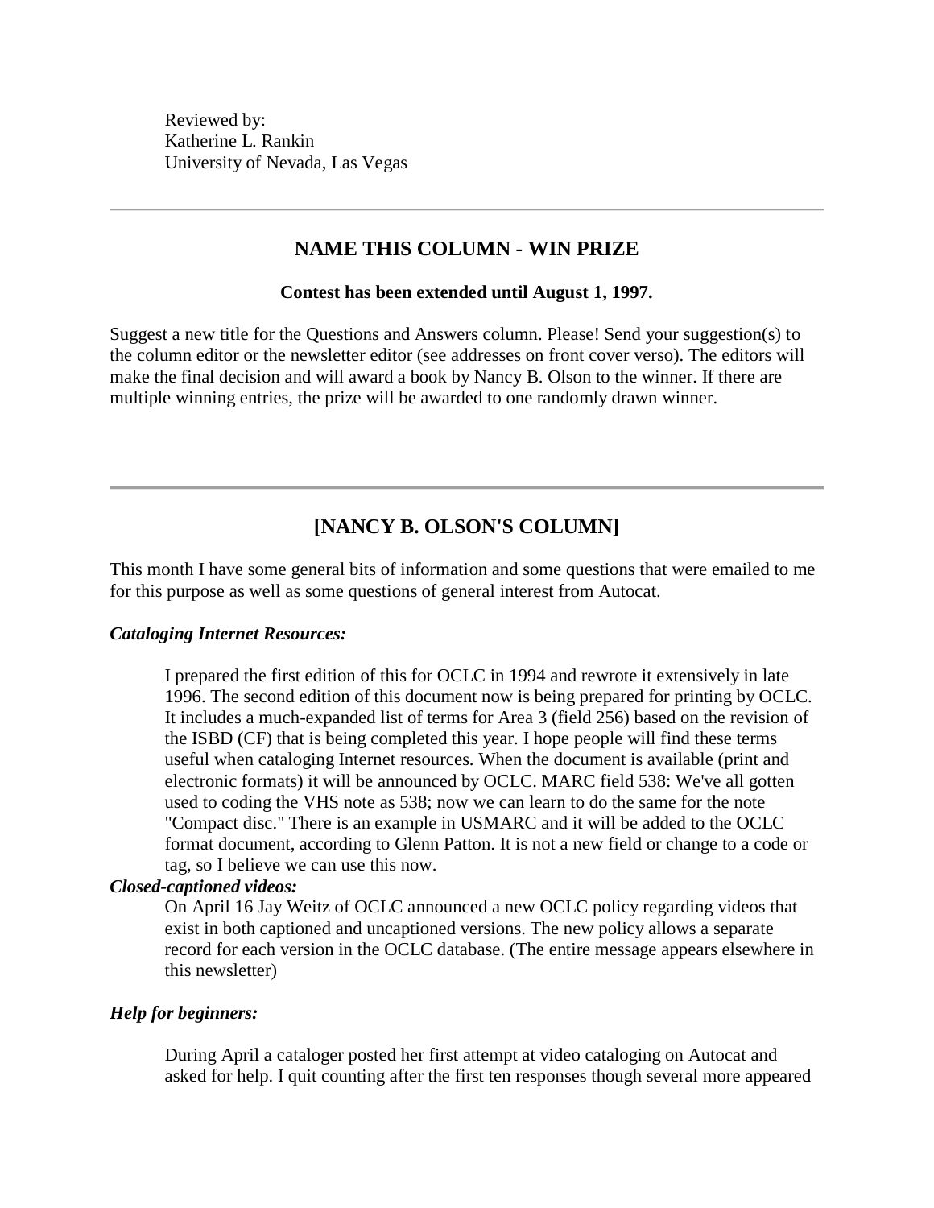Reviewed by:
Katherine L. Rankin
University of Nevada, Las Vegas

---

## NAME THIS COLUMN - WIN PRIZE

**Contest has been extended until August 1, 1997.**

Suggest a new title for the Questions and Answers column. Please! Send your suggestion(s) to the column editor or the newsletter editor (see addresses on front cover verso). The editors will make the final decision and will award a book by Nancy B. Olson to the winner. If there are multiple winning entries, the prize will be awarded to one randomly drawn winner.

---

## [NANCY B. OLSON'S COLUMN]

This month I have some general bits of information and some questions that were emailed to me for this purpose as well as some questions of general interest from Autocat.

***Cataloging Internet Resources:***

> I prepared the first edition of this for OCLC in 1994 and rewrote it extensively in late 1996. The second edition of this document now is being prepared for printing by OCLC. It includes a much-expanded list of terms for Area 3 (field 256) based on the revision of the ISBD (CF) that is being completed this year. I hope people will find these terms useful when cataloging Internet resources. When the document is available (print and electronic formats) it will be announced by OCLC. MARC field 538: We've all gotten used to coding the VHS note as 538; now we can learn to do the same for the note "Compact disc." There is an example in USMARC and it will be added to the OCLC format document, according to Glenn Patton. It is not a new field or change to a code or tag, so I believe we can use this now.

***Closed-captioned videos:***

> On April 16 Jay Weitz of OCLC announced a new OCLC policy regarding videos that exist in both captioned and uncaptioned versions. The new policy allows a separate record for each version in the OCLC database. (The entire message appears elsewhere in this newsletter)

***Help for beginners:***

> During April a cataloger posted her first attempt at video cataloging on Autocat and asked for help. I quit counting after the first ten responses though several more appeared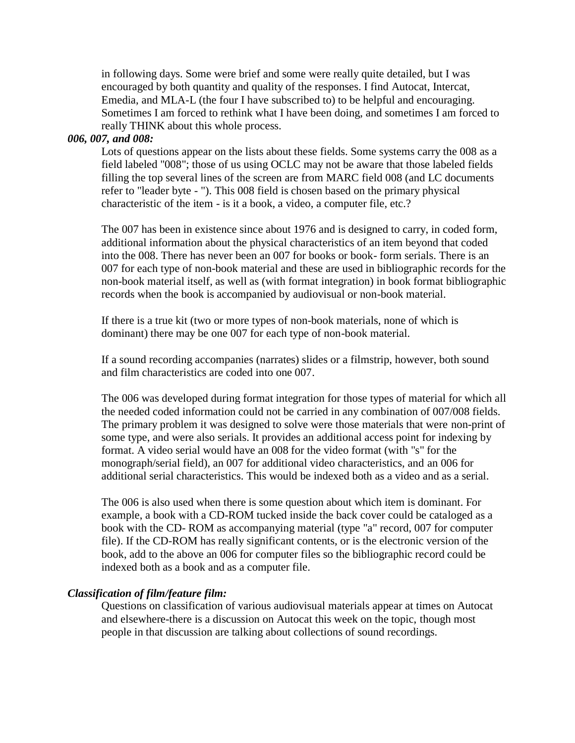in following days. Some were brief and some were really quite detailed, but I was encouraged by both quantity and quality of the responses. I find Autocat, Intercat, Emedia, and MLA-L (the four I have subscribed to) to be helpful and encouraging. Sometimes I am forced to rethink what I have been doing, and sometimes I am forced to really THINK about this whole process.

***006, 007, and 008:***

Lots of questions appear on the lists about these fields. Some systems carry the 008 as a field labeled "008"; those of us using OCLC may not be aware that those labeled fields filling the top several lines of the screen are from MARC field 008 (and LC documents refer to "leader byte - "). This 008 field is chosen based on the primary physical characteristic of the item - is it a book, a video, a computer file, etc.?

The 007 has been in existence since about 1976 and is designed to carry, in coded form, additional information about the physical characteristics of an item beyond that coded into the 008. There has never been an 007 for books or book- form serials. There is an 007 for each type of non-book material and these are used in bibliographic records for the non-book material itself, as well as (with format integration) in book format bibliographic records when the book is accompanied by audiovisual or non-book material.

If there is a true kit (two or more types of non-book materials, none of which is dominant) there may be one 007 for each type of non-book material.

If a sound recording accompanies (narrates) slides or a filmstrip, however, both sound and film characteristics are coded into one 007.

The 006 was developed during format integration for those types of material for which all the needed coded information could not be carried in any combination of 007/008 fields. The primary problem it was designed to solve were those materials that were non-print of some type, and were also serials. It provides an additional access point for indexing by format. A video serial would have an 008 for the video format (with "s" for the monograph/serial field), an 007 for additional video characteristics, and an 006 for additional serial characteristics. This would be indexed both as a video and as a serial.

The 006 is also used when there is some question about which item is dominant. For example, a book with a CD-ROM tucked inside the back cover could be cataloged as a book with the CD- ROM as accompanying material (type "a" record, 007 for computer file). If the CD-ROM has really significant contents, or is the electronic version of the book, add to the above an 006 for computer files so the bibliographic record could be indexed both as a book and as a computer file.

***Classification of film/feature film:***

Questions on classification of various audiovisual materials appear at times on Autocat and elsewhere-there is a discussion on Autocat this week on the topic, though most people in that discussion are talking about collections of sound recordings.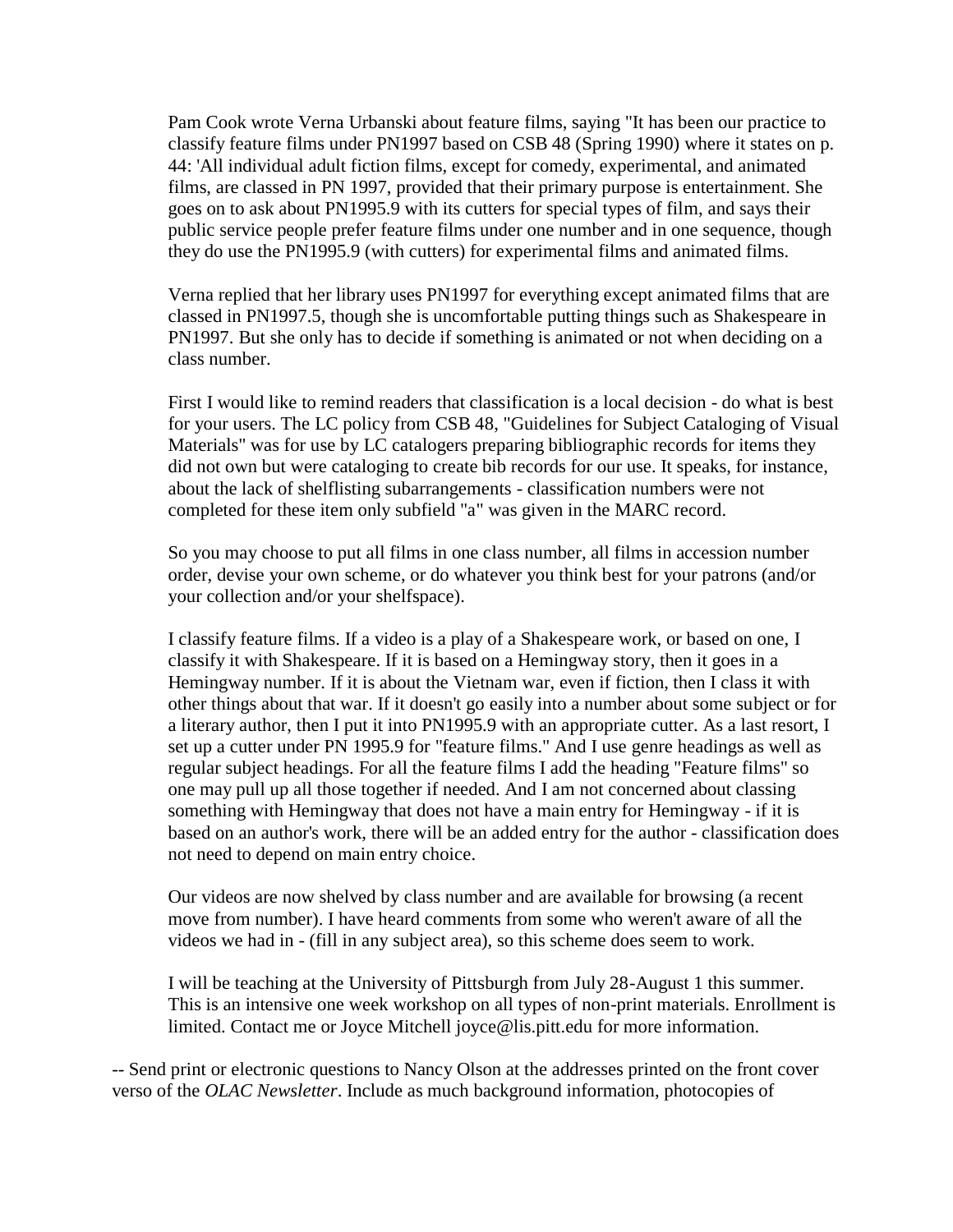Pam Cook wrote Verna Urbanski about feature films, saying "It has been our practice to classify feature films under PN1997 based on CSB 48 (Spring 1990) where it states on p. 44: 'All individual adult fiction films, except for comedy, experimental, and animated films, are classed in PN 1997, provided that their primary purpose is entertainment. She goes on to ask about PN1995.9 with its cutters for special types of film, and says their public service people prefer feature films under one number and in one sequence, though they do use the PN1995.9 (with cutters) for experimental films and animated films.

Verna replied that her library uses PN1997 for everything except animated films that are classed in PN1997.5, though she is uncomfortable putting things such as Shakespeare in PN1997. But she only has to decide if something is animated or not when deciding on a class number.

First I would like to remind readers that classification is a local decision - do what is best for your users. The LC policy from CSB 48, "Guidelines for Subject Cataloging of Visual Materials" was for use by LC catalogers preparing bibliographic records for items they did not own but were cataloging to create bib records for our use. It speaks, for instance, about the lack of shelflisting subarrangements - classification numbers were not completed for these item only subfield "a" was given in the MARC record.

So you may choose to put all films in one class number, all films in accession number order, devise your own scheme, or do whatever you think best for your patrons (and/or your collection and/or your shelfspace).

I classify feature films. If a video is a play of a Shakespeare work, or based on one, I classify it with Shakespeare. If it is based on a Hemingway story, then it goes in a Hemingway number. If it is about the Vietnam war, even if fiction, then I class it with other things about that war. If it doesn't go easily into a number about some subject or for a literary author, then I put it into PN1995.9 with an appropriate cutter. As a last resort, I set up a cutter under PN 1995.9 for "feature films." And I use genre headings as well as regular subject headings. For all the feature films I add the heading "Feature films" so one may pull up all those together if needed. And I am not concerned about classing something with Hemingway that does not have a main entry for Hemingway - if it is based on an author's work, there will be an added entry for the author - classification does not need to depend on main entry choice.

Our videos are now shelved by class number and are available for browsing (a recent move from number). I have heard comments from some who weren't aware of all the videos we had in - (fill in any subject area), so this scheme does seem to work.

I will be teaching at the University of Pittsburgh from July 28-August 1 this summer. This is an intensive one week workshop on all types of non-print materials. Enrollment is limited. Contact me or Joyce Mitchell joyce@lis.pitt.edu for more information.

-- Send print or electronic questions to Nancy Olson at the addresses printed on the front cover verso of the *OLAC Newsletter*. Include as much background information, photocopies of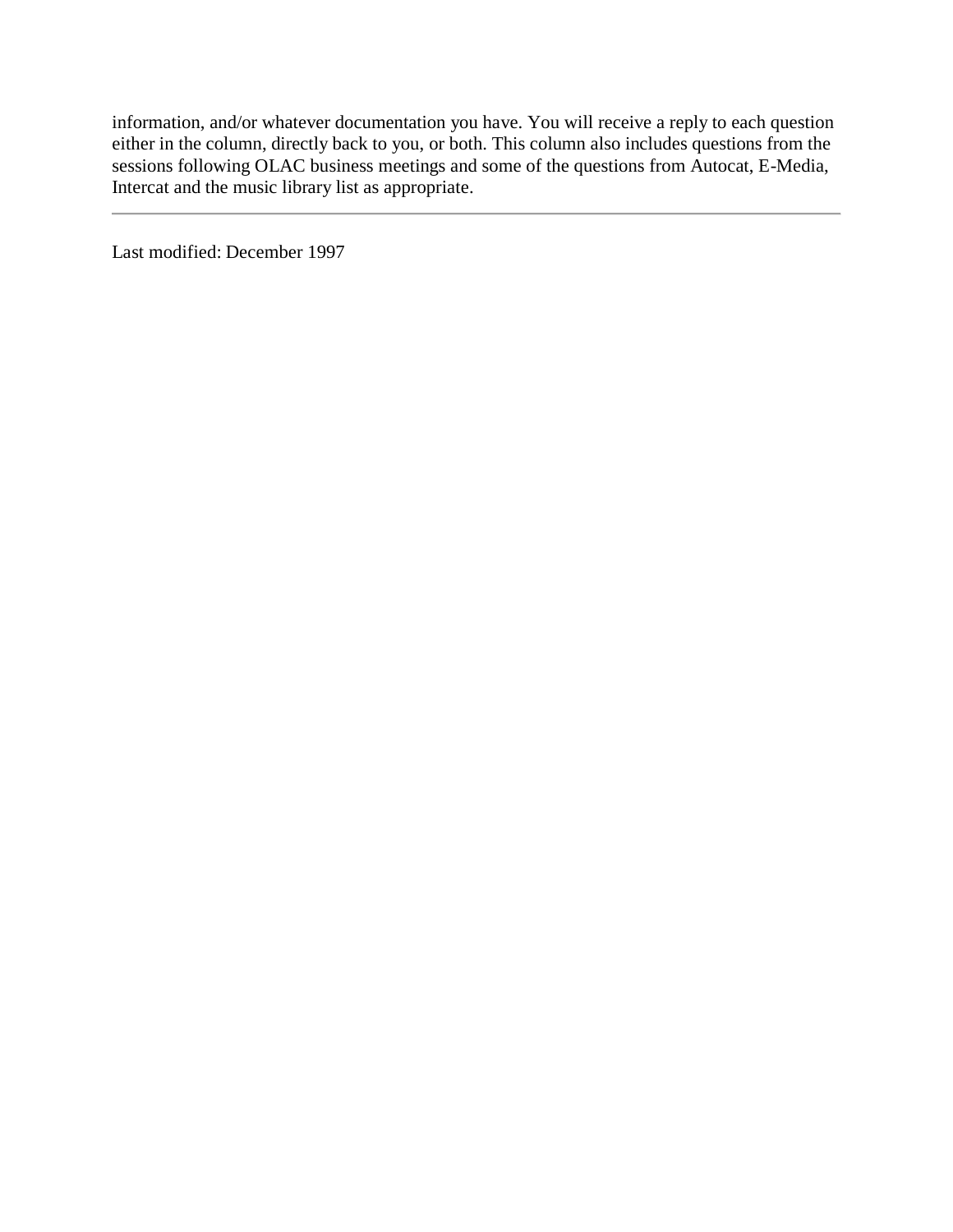information, and/or whatever documentation you have. You will receive a reply to each question either in the column, directly back to you, or both. This column also includes questions from the sessions following OLAC business meetings and some of the questions from Autocat, E-Media, Intercat and the music library list as appropriate.

---

Last modified: December 1997